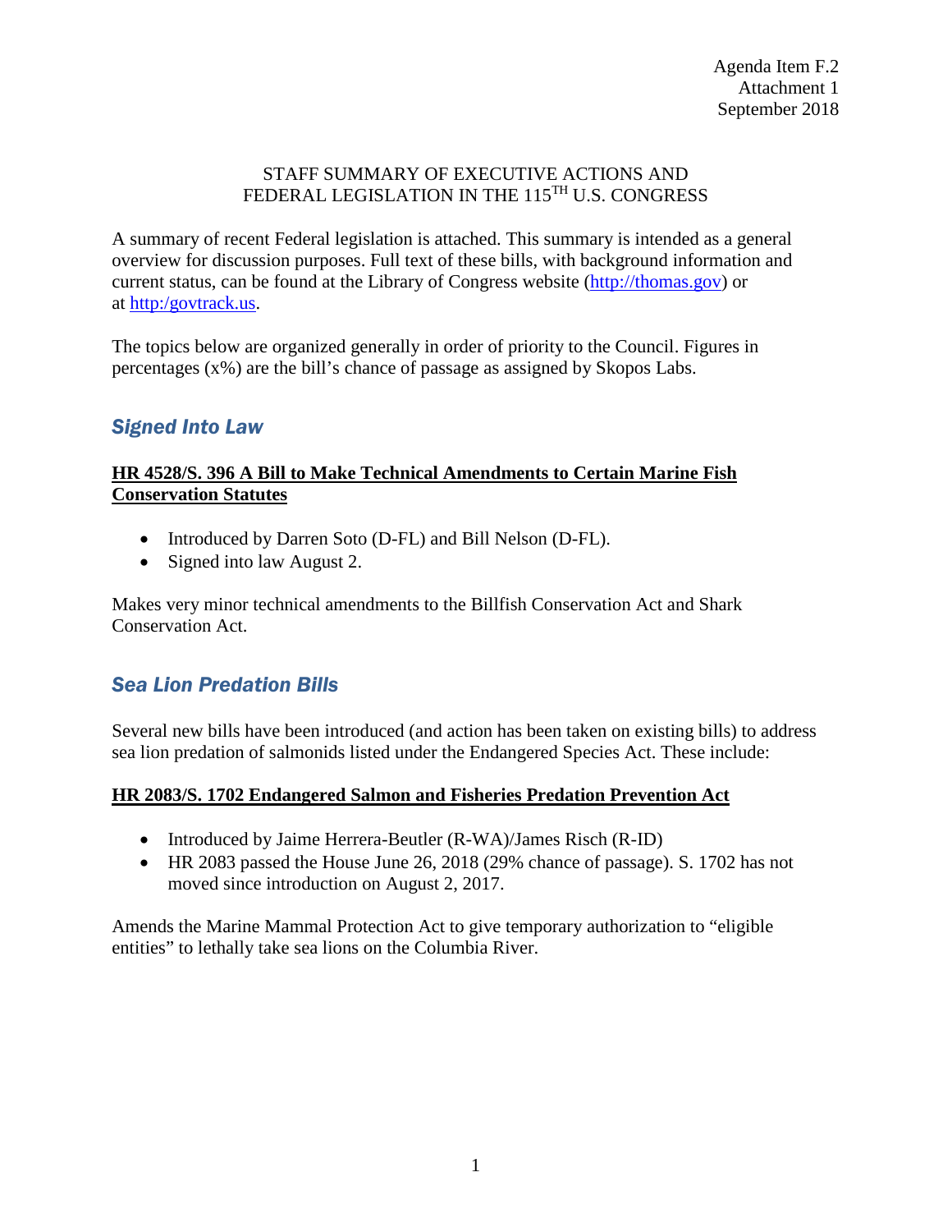Agenda Item F.2
Attachment 1
September 2018

# STAFF SUMMARY OF EXECUTIVE ACTIONS AND FEDERAL LEGISLATION IN THE 115TH U.S. CONGRESS

A summary of recent Federal legislation is attached. This summary is intended as a general overview for discussion purposes. Full text of these bills, with background information and current status, can be found at the Library of Congress website (http://thomas.gov) or at http:/govtrack.us.

The topics below are organized generally in order of priority to the Council. Figures in percentages (x%) are the bill's chance of passage as assigned by Skopos Labs.

## *Signed Into Law*

### HR 4528/S. 396 A Bill to Make Technical Amendments to Certain Marine Fish Conservation Statutes

- Introduced by Darren Soto (D-FL) and Bill Nelson (D-FL).
- Signed into law August 2.

Makes very minor technical amendments to the Billfish Conservation Act and Shark Conservation Act.

## *Sea Lion Predation Bills*

Several new bills have been introduced (and action has been taken on existing bills) to address sea lion predation of salmonids listed under the Endangered Species Act. These include:

### HR 2083/S. 1702 Endangered Salmon and Fisheries Predation Prevention Act

- Introduced by Jaime Herrera-Beutler (R-WA)/James Risch (R-ID)
- HR 2083 passed the House June 26, 2018 (29% chance of passage). S. 1702 has not moved since introduction on August 2, 2017.

Amends the Marine Mammal Protection Act to give temporary authorization to "eligible entities" to lethally take sea lions on the Columbia River.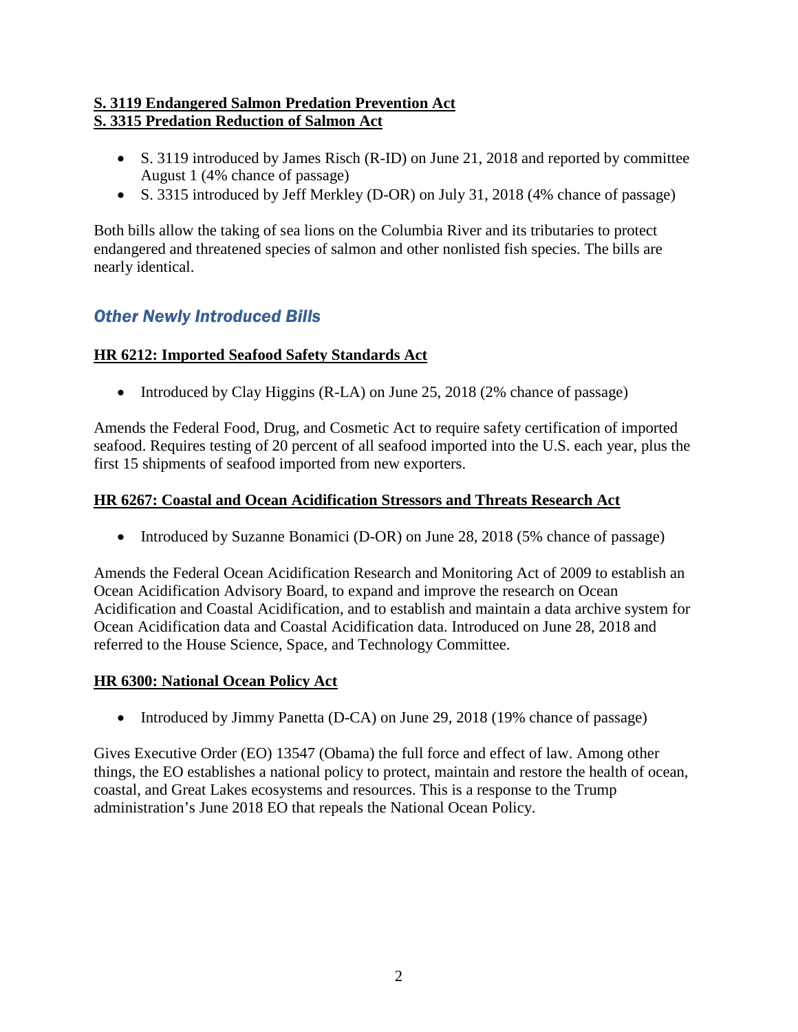**S. 3119 Endangered Salmon Predation Prevention Act**
**S. 3315 Predation Reduction of Salmon Act**

- S. 3119 introduced by James Risch (R-ID) on June 21, 2018 and reported by committee August 1 (4% chance of passage)
- S. 3315 introduced by Jeff Merkley (D-OR) on July 31, 2018 (4% chance of passage)

Both bills allow the taking of sea lions on the Columbia River and its tributaries to protect endangered and threatened species of salmon and other nonlisted fish species. The bills are nearly identical.

## *Other Newly Introduced Bills*

**HR 6212: Imported Seafood Safety Standards Act**

- Introduced by Clay Higgins (R-LA) on June 25, 2018 (2% chance of passage)

Amends the Federal Food, Drug, and Cosmetic Act to require safety certification of imported seafood. Requires testing of 20 percent of all seafood imported into the U.S. each year, plus the first 15 shipments of seafood imported from new exporters.

**HR 6267: Coastal and Ocean Acidification Stressors and Threats Research Act**

- Introduced by Suzanne Bonamici (D-OR) on June 28, 2018 (5% chance of passage)

Amends the Federal Ocean Acidification Research and Monitoring Act of 2009 to establish an Ocean Acidification Advisory Board, to expand and improve the research on Ocean Acidification and Coastal Acidification, and to establish and maintain a data archive system for Ocean Acidification data and Coastal Acidification data. Introduced on June 28, 2018 and referred to the House Science, Space, and Technology Committee.

**HR 6300: National Ocean Policy Act**

- Introduced by Jimmy Panetta (D-CA) on June 29, 2018 (19% chance of passage)

Gives Executive Order (EO) 13547 (Obama) the full force and effect of law. Among other things, the EO establishes a national policy to protect, maintain and restore the health of ocean, coastal, and Great Lakes ecosystems and resources. This is a response to the Trump administration's June 2018 EO that repeals the National Ocean Policy.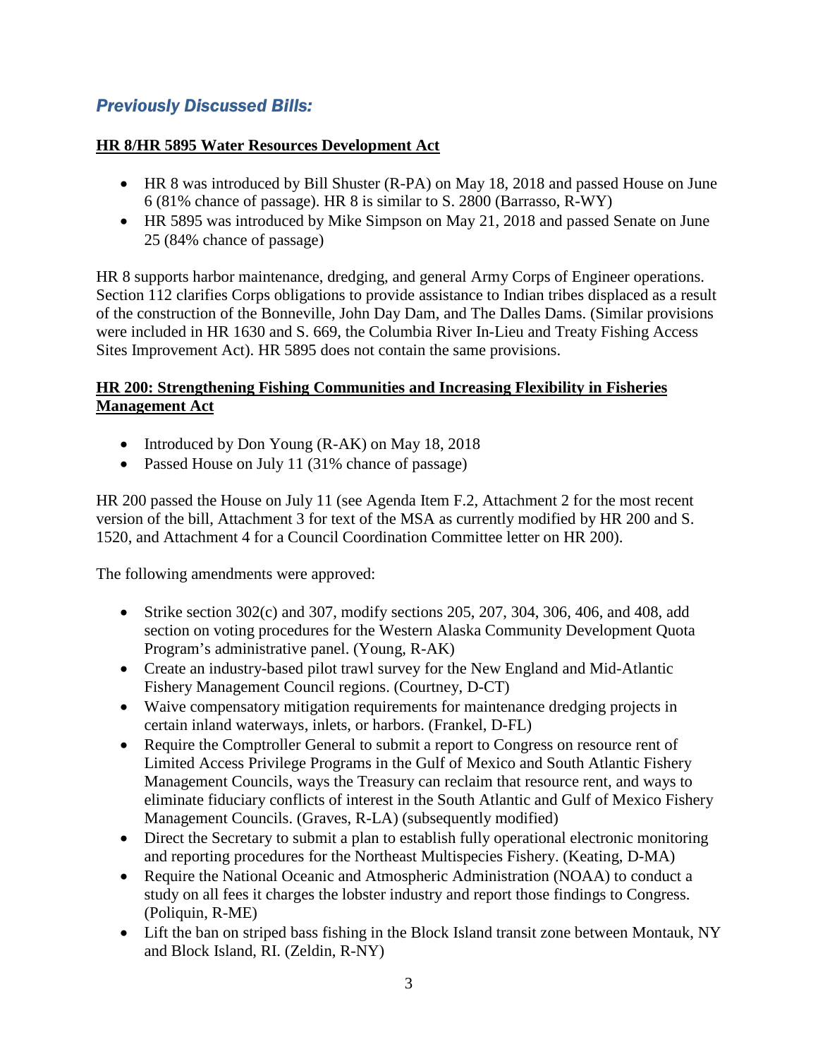## *Previously Discussed Bills:*

**HR 8/HR 5895 Water Resources Development Act**

- HR 8 was introduced by Bill Shuster (R-PA) on May 18, 2018 and passed House on June 6 (81% chance of passage). HR 8 is similar to S. 2800 (Barrasso, R-WY)
- HR 5895 was introduced by Mike Simpson on May 21, 2018 and passed Senate on June 25 (84% chance of passage)

HR 8 supports harbor maintenance, dredging, and general Army Corps of Engineer operations. Section 112 clarifies Corps obligations to provide assistance to Indian tribes displaced as a result of the construction of the Bonneville, John Day Dam, and The Dalles Dams. (Similar provisions were included in HR 1630 and S. 669, the Columbia River In-Lieu and Treaty Fishing Access Sites Improvement Act). HR 5895 does not contain the same provisions.

**HR 200: Strengthening Fishing Communities and Increasing Flexibility in Fisheries Management Act**

- Introduced by Don Young (R-AK) on May 18, 2018
- Passed House on July 11 (31% chance of passage)

HR 200 passed the House on July 11 (see Agenda Item F.2, Attachment 2 for the most recent version of the bill, Attachment 3 for text of the MSA as currently modified by HR 200 and S. 1520, and Attachment 4 for a Council Coordination Committee letter on HR 200).

The following amendments were approved:

- Strike section 302(c) and 307, modify sections 205, 207, 304, 306, 406, and 408, add section on voting procedures for the Western Alaska Community Development Quota Program's administrative panel. (Young, R-AK)
- Create an industry-based pilot trawl survey for the New England and Mid-Atlantic Fishery Management Council regions. (Courtney, D-CT)
- Waive compensatory mitigation requirements for maintenance dredging projects in certain inland waterways, inlets, or harbors. (Frankel, D-FL)
- Require the Comptroller General to submit a report to Congress on resource rent of Limited Access Privilege Programs in the Gulf of Mexico and South Atlantic Fishery Management Councils, ways the Treasury can reclaim that resource rent, and ways to eliminate fiduciary conflicts of interest in the South Atlantic and Gulf of Mexico Fishery Management Councils. (Graves, R-LA) (subsequently modified)
- Direct the Secretary to submit a plan to establish fully operational electronic monitoring and reporting procedures for the Northeast Multispecies Fishery. (Keating, D-MA)
- Require the National Oceanic and Atmospheric Administration (NOAA) to conduct a study on all fees it charges the lobster industry and report those findings to Congress. (Poliquin, R-ME)
- Lift the ban on striped bass fishing in the Block Island transit zone between Montauk, NY and Block Island, RI. (Zeldin, R-NY)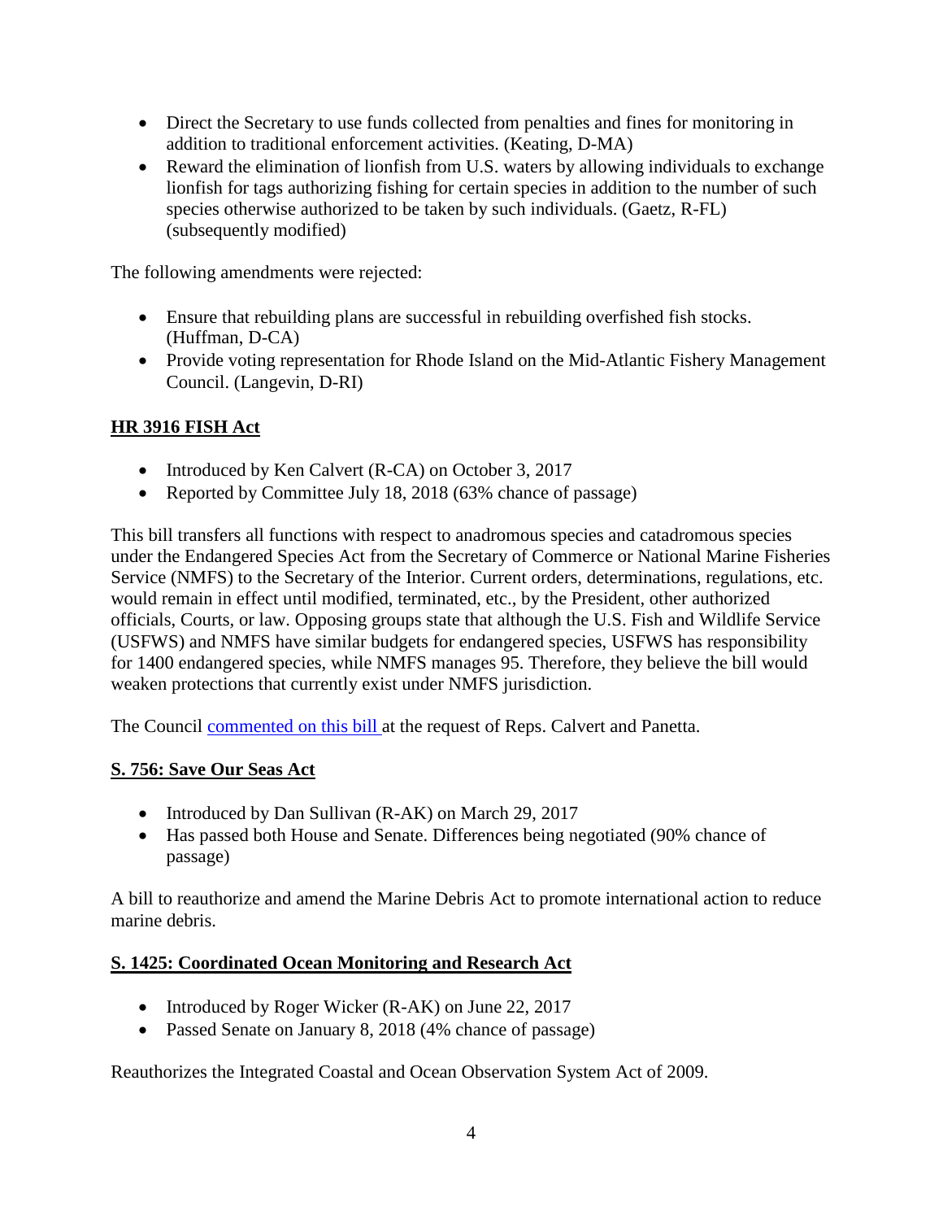- Direct the Secretary to use funds collected from penalties and fines for monitoring in addition to traditional enforcement activities. (Keating, D-MA)
- Reward the elimination of lionfish from U.S. waters by allowing individuals to exchange lionfish for tags authorizing fishing for certain species in addition to the number of such species otherwise authorized to be taken by such individuals. (Gaetz, R-FL) (subsequently modified)

The following amendments were rejected:

- Ensure that rebuilding plans are successful in rebuilding overfished fish stocks. (Huffman, D-CA)
- Provide voting representation for Rhode Island on the Mid-Atlantic Fishery Management Council. (Langevin, D-RI)

## HR 3916 FISH Act

- Introduced by Ken Calvert (R-CA) on October 3, 2017
- Reported by Committee July 18, 2018 (63% chance of passage)

This bill transfers all functions with respect to anadromous species and catadromous species under the Endangered Species Act from the Secretary of Commerce or National Marine Fisheries Service (NMFS) to the Secretary of the Interior. Current orders, determinations, regulations, etc. would remain in effect until modified, terminated, etc., by the President, other authorized officials, Courts, or law. Opposing groups state that although the U.S. Fish and Wildlife Service (USFWS) and NMFS have similar budgets for endangered species, USFWS has responsibility for 1400 endangered species, while NMFS manages 95. Therefore, they believe the bill would weaken protections that currently exist under NMFS jurisdiction.

The Council commented on this bill at the request of Reps. Calvert and Panetta.

## S. 756: Save Our Seas Act

- Introduced by Dan Sullivan (R-AK) on March 29, 2017
- Has passed both House and Senate. Differences being negotiated (90% chance of passage)

A bill to reauthorize and amend the Marine Debris Act to promote international action to reduce marine debris.

## S. 1425: Coordinated Ocean Monitoring and Research Act

- Introduced by Roger Wicker (R-AK) on June 22, 2017
- Passed Senate on January 8, 2018 (4% chance of passage)

Reauthorizes the Integrated Coastal and Ocean Observation System Act of 2009.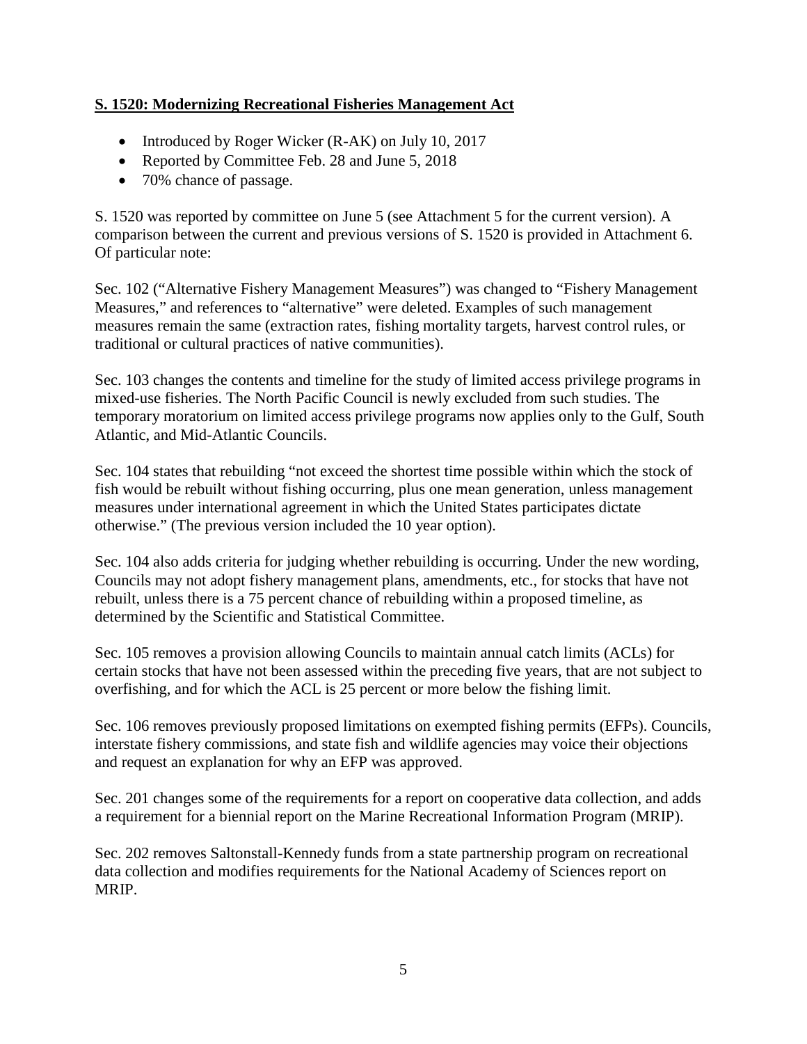**S. 1520: Modernizing Recreational Fisheries Management Act**

- Introduced by Roger Wicker (R-AK) on July 10, 2017
- Reported by Committee Feb. 28 and June 5, 2018
- 70% chance of passage.

S. 1520 was reported by committee on June 5 (see Attachment 5 for the current version). A comparison between the current and previous versions of S. 1520 is provided in Attachment 6. Of particular note:

Sec. 102 ("Alternative Fishery Management Measures") was changed to "Fishery Management Measures," and references to "alternative" were deleted. Examples of such management measures remain the same (extraction rates, fishing mortality targets, harvest control rules, or traditional or cultural practices of native communities).

Sec. 103 changes the contents and timeline for the study of limited access privilege programs in mixed-use fisheries. The North Pacific Council is newly excluded from such studies. The temporary moratorium on limited access privilege programs now applies only to the Gulf, South Atlantic, and Mid-Atlantic Councils.

Sec. 104 states that rebuilding "not exceed the shortest time possible within which the stock of fish would be rebuilt without fishing occurring, plus one mean generation, unless management measures under international agreement in which the United States participates dictate otherwise." (The previous version included the 10 year option).

Sec. 104 also adds criteria for judging whether rebuilding is occurring. Under the new wording, Councils may not adopt fishery management plans, amendments, etc., for stocks that have not rebuilt, unless there is a 75 percent chance of rebuilding within a proposed timeline, as determined by the Scientific and Statistical Committee.

Sec. 105 removes a provision allowing Councils to maintain annual catch limits (ACLs) for certain stocks that have not been assessed within the preceding five years, that are not subject to overfishing, and for which the ACL is 25 percent or more below the fishing limit.

Sec. 106 removes previously proposed limitations on exempted fishing permits (EFPs). Councils, interstate fishery commissions, and state fish and wildlife agencies may voice their objections and request an explanation for why an EFP was approved.

Sec. 201 changes some of the requirements for a report on cooperative data collection, and adds a requirement for a biennial report on the Marine Recreational Information Program (MRIP).

Sec. 202 removes Saltonstall-Kennedy funds from a state partnership program on recreational data collection and modifies requirements for the National Academy of Sciences report on MRIP.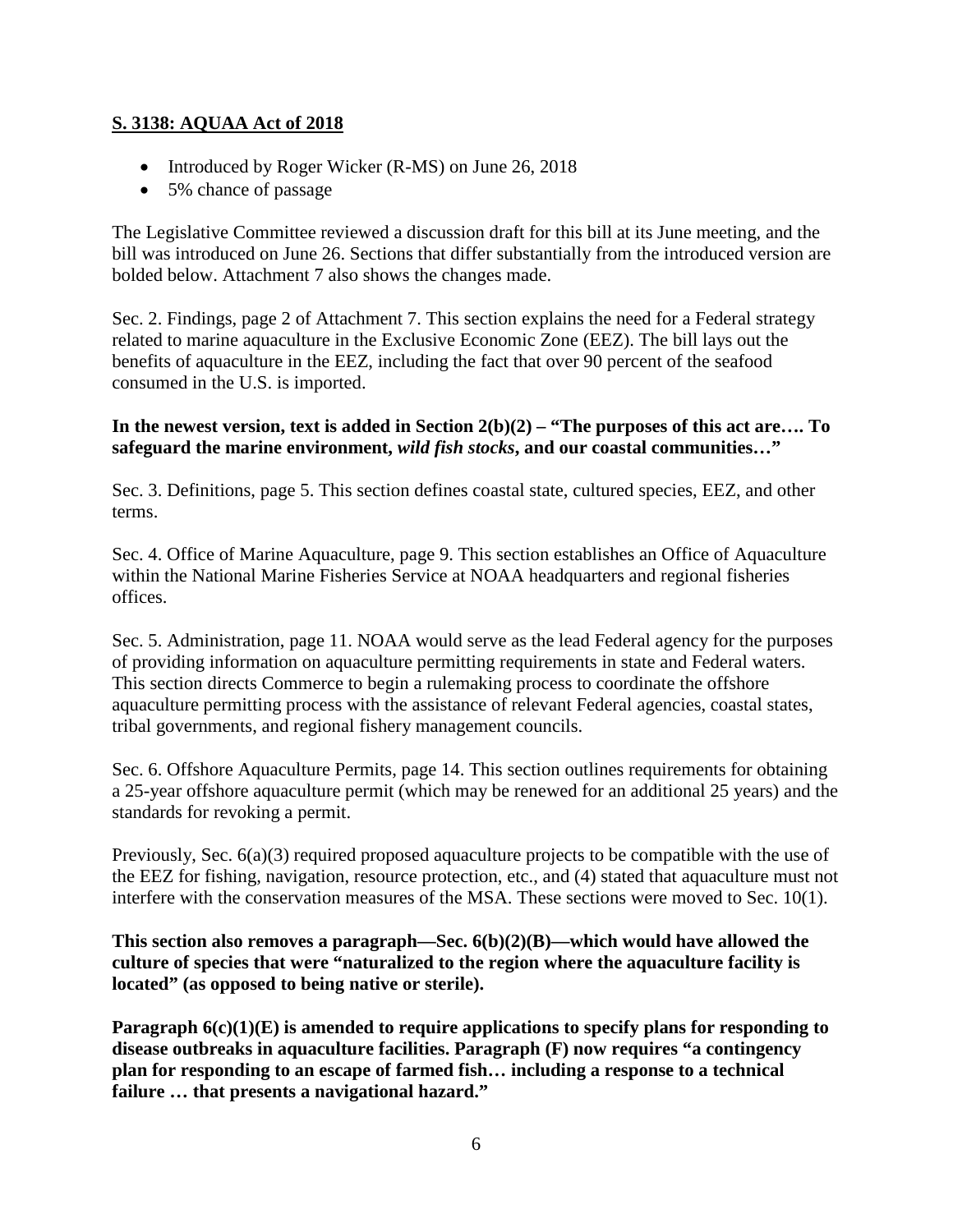**<u>S. 3138: AQUAA Act of 2018</u>**

- Introduced by Roger Wicker (R-MS) on June 26, 2018
- 5% chance of passage

The Legislative Committee reviewed a discussion draft for this bill at its June meeting, and the bill was introduced on June 26. Sections that differ substantially from the introduced version are bolded below. Attachment 7 also shows the changes made.

Sec. 2. Findings, page 2 of Attachment 7. This section explains the need for a Federal strategy related to marine aquaculture in the Exclusive Economic Zone (EEZ). The bill lays out the benefits of aquaculture in the EEZ, including the fact that over 90 percent of the seafood consumed in the U.S. is imported.

**In the newest version, text is added in Section 2(b)(2) – "The purposes of this act are…. To safeguard the marine environment, *wild fish stocks*, and our coastal communities…"**

Sec. 3. Definitions, page 5. This section defines coastal state, cultured species, EEZ, and other terms.

Sec. 4. Office of Marine Aquaculture, page 9. This section establishes an Office of Aquaculture within the National Marine Fisheries Service at NOAA headquarters and regional fisheries offices.

Sec. 5. Administration, page 11. NOAA would serve as the lead Federal agency for the purposes of providing information on aquaculture permitting requirements in state and Federal waters. This section directs Commerce to begin a rulemaking process to coordinate the offshore aquaculture permitting process with the assistance of relevant Federal agencies, coastal states, tribal governments, and regional fishery management councils.

Sec. 6. Offshore Aquaculture Permits, page 14. This section outlines requirements for obtaining a 25-year offshore aquaculture permit (which may be renewed for an additional 25 years) and the standards for revoking a permit.

Previously, Sec. 6(a)(3) required proposed aquaculture projects to be compatible with the use of the EEZ for fishing, navigation, resource protection, etc., and (4) stated that aquaculture must not interfere with the conservation measures of the MSA. These sections were moved to Sec. 10(1).

**This section also removes a paragraph—Sec. 6(b)(2)(B)—which would have allowed the culture of species that were "naturalized to the region where the aquaculture facility is located" (as opposed to being native or sterile).**

**Paragraph 6(c)(1)(E) is amended to require applications to specify plans for responding to disease outbreaks in aquaculture facilities. Paragraph (F) now requires "a contingency plan for responding to an escape of farmed fish… including a response to a technical failure … that presents a navigational hazard."**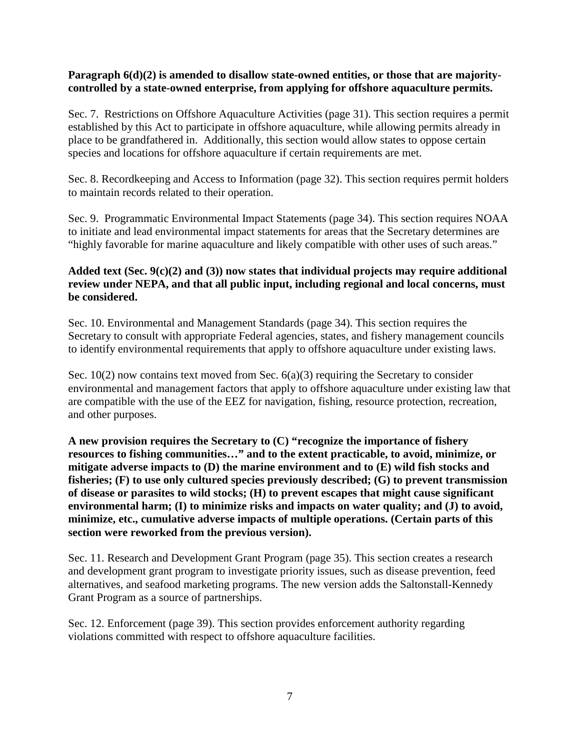**Paragraph 6(d)(2) is amended to disallow state-owned entities, or those that are majority-controlled by a state-owned enterprise, from applying for offshore aquaculture permits.**

Sec. 7. Restrictions on Offshore Aquaculture Activities (page 31). This section requires a permit established by this Act to participate in offshore aquaculture, while allowing permits already in place to be grandfathered in. Additionally, this section would allow states to oppose certain species and locations for offshore aquaculture if certain requirements are met.

Sec. 8. Recordkeeping and Access to Information (page 32). This section requires permit holders to maintain records related to their operation.

Sec. 9. Programmatic Environmental Impact Statements (page 34). This section requires NOAA to initiate and lead environmental impact statements for areas that the Secretary determines are "highly favorable for marine aquaculture and likely compatible with other uses of such areas."

**Added text (Sec. 9(c)(2) and (3)) now states that individual projects may require additional review under NEPA, and that all public input, including regional and local concerns, must be considered.**

Sec. 10. Environmental and Management Standards (page 34). This section requires the Secretary to consult with appropriate Federal agencies, states, and fishery management councils to identify environmental requirements that apply to offshore aquaculture under existing laws.

Sec. 10(2) now contains text moved from Sec. 6(a)(3) requiring the Secretary to consider environmental and management factors that apply to offshore aquaculture under existing law that are compatible with the use of the EEZ for navigation, fishing, resource protection, recreation, and other purposes.

**A new provision requires the Secretary to (C) "recognize the importance of fishery resources to fishing communities…" and to the extent practicable, to avoid, minimize, or mitigate adverse impacts to (D) the marine environment and to (E) wild fish stocks and fisheries; (F) to use only cultured species previously described; (G) to prevent transmission of disease or parasites to wild stocks; (H) to prevent escapes that might cause significant environmental harm; (I) to minimize risks and impacts on water quality; and (J) to avoid, minimize, etc., cumulative adverse impacts of multiple operations. (Certain parts of this section were reworked from the previous version).**

Sec. 11. Research and Development Grant Program (page 35). This section creates a research and development grant program to investigate priority issues, such as disease prevention, feed alternatives, and seafood marketing programs. The new version adds the Saltonstall-Kennedy Grant Program as a source of partnerships.

Sec. 12. Enforcement (page 39). This section provides enforcement authority regarding violations committed with respect to offshore aquaculture facilities.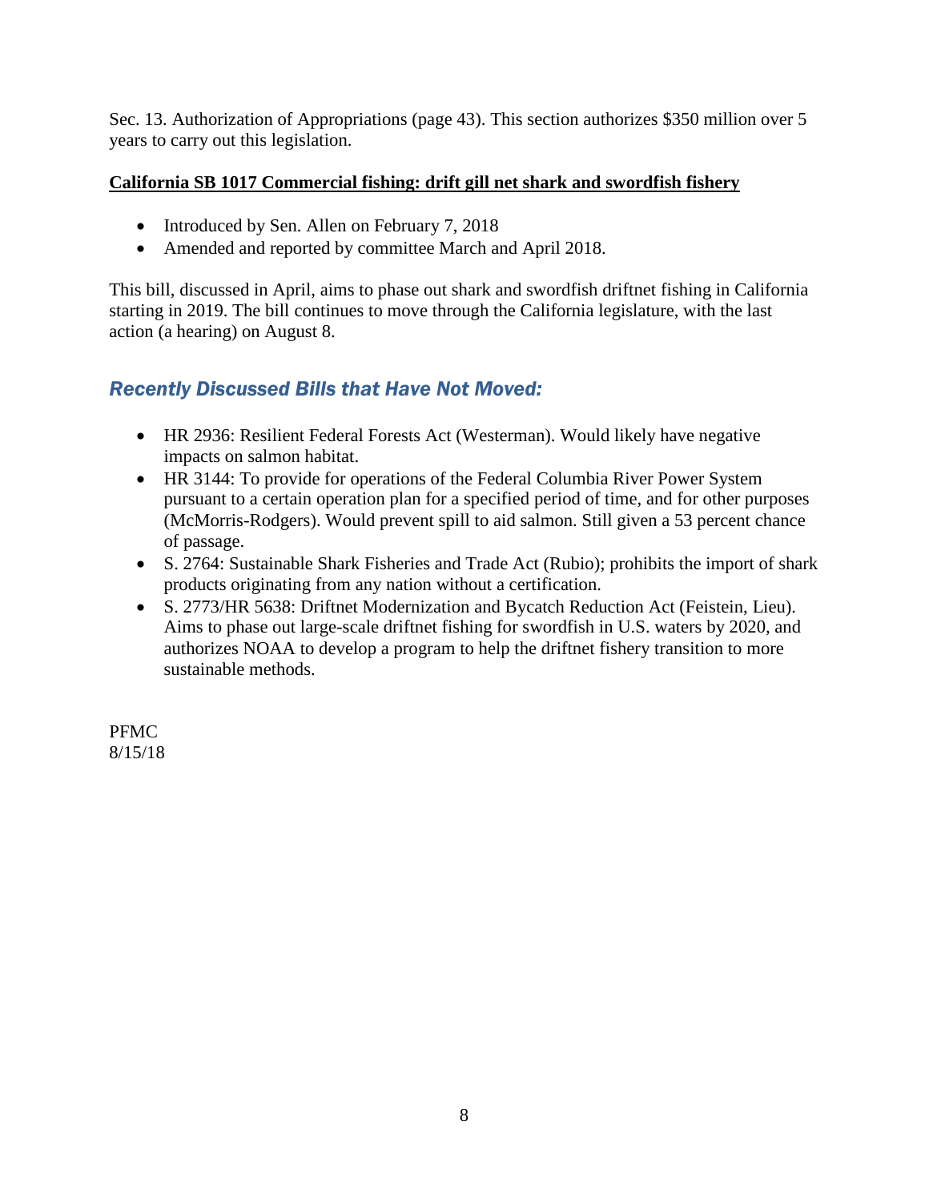Sec. 13. Authorization of Appropriations (page 43). This section authorizes $350 million over 5 years to carry out this legislation.

**California SB 1017 Commercial fishing: drift gill net shark and swordfish fishery**

- Introduced by Sen. Allen on February 7, 2018
- Amended and reported by committee March and April 2018.

This bill, discussed in April, aims to phase out shark and swordfish driftnet fishing in California starting in 2019. The bill continues to move through the California legislature, with the last action (a hearing) on August 8.

## *Recently Discussed Bills that Have Not Moved:*

- HR 2936: Resilient Federal Forests Act (Westerman). Would likely have negative impacts on salmon habitat.
- HR 3144: To provide for operations of the Federal Columbia River Power System pursuant to a certain operation plan for a specified period of time, and for other purposes (McMorris-Rodgers). Would prevent spill to aid salmon. Still given a 53 percent chance of passage.
- S. 2764: Sustainable Shark Fisheries and Trade Act (Rubio); prohibits the import of shark products originating from any nation without a certification.
- S. 2773/HR 5638: Driftnet Modernization and Bycatch Reduction Act (Feistein, Lieu). Aims to phase out large-scale driftnet fishing for swordfish in U.S. waters by 2020, and authorizes NOAA to develop a program to help the driftnet fishery transition to more sustainable methods.

PFMC
8/15/18